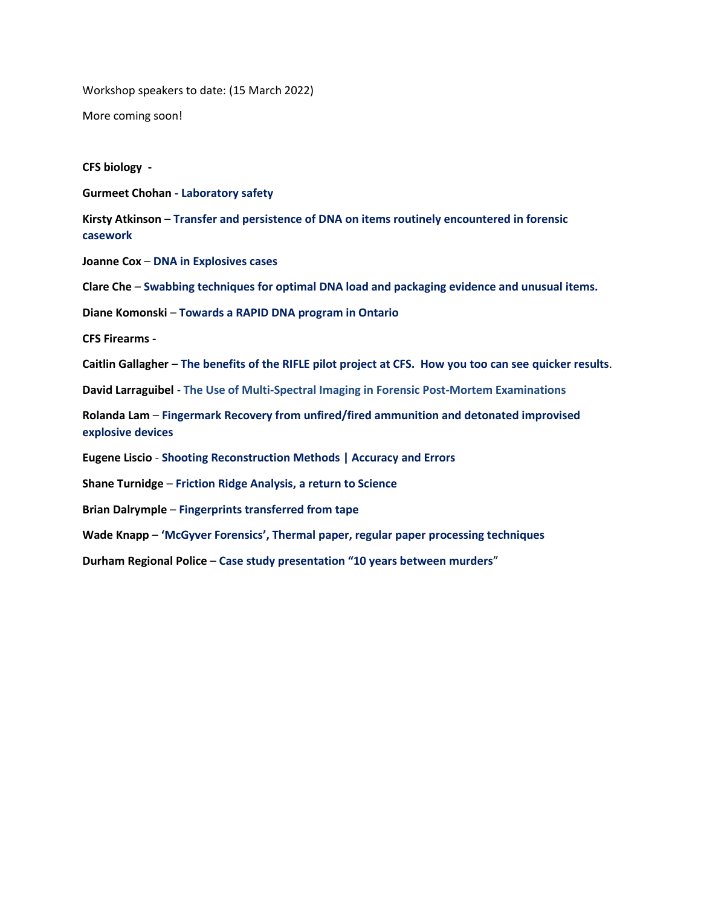Workshop speakers to date: (15 March 2022)

More coming soon!

**CFS biology -**

**Gurmeet Chohan - Laboratory safety**

**Kirsty Atkinson** – **Transfer and persistence of DNA on items routinely encountered in forensic casework**

**Joanne Cox** – **DNA in Explosives cases**

**Clare Che** – **Swabbing techniques for optimal DNA load and packaging evidence and unusual items.**

**Diane Komonski** – **Towards a RAPID DNA program in Ontario**

**CFS Firearms -**

**Caitlin Gallagher** – **The benefits of the RIFLE pilot project at CFS. How you too can see quicker results**.

**David Larraguibel** - **The Use of Multi-Spectral Imaging in Forensic Post-Mortem Examinations**

**Rolanda Lam** – **Fingermark Recovery from unfired/fired ammunition and detonated improvised explosive devices**

**Eugene Liscio** - **Shooting Reconstruction Methods | Accuracy and Errors**

**Shane Turnidge** – **Friction Ridge Analysis, a return to Science**

**Brian Dalrymple** – **Fingerprints transferred from tape**

**Wade Knapp** – **'McGyver Forensics', Thermal paper, regular paper processing techniques**

**Durham Regional Police** – **Case study presentation "10 years between murders**"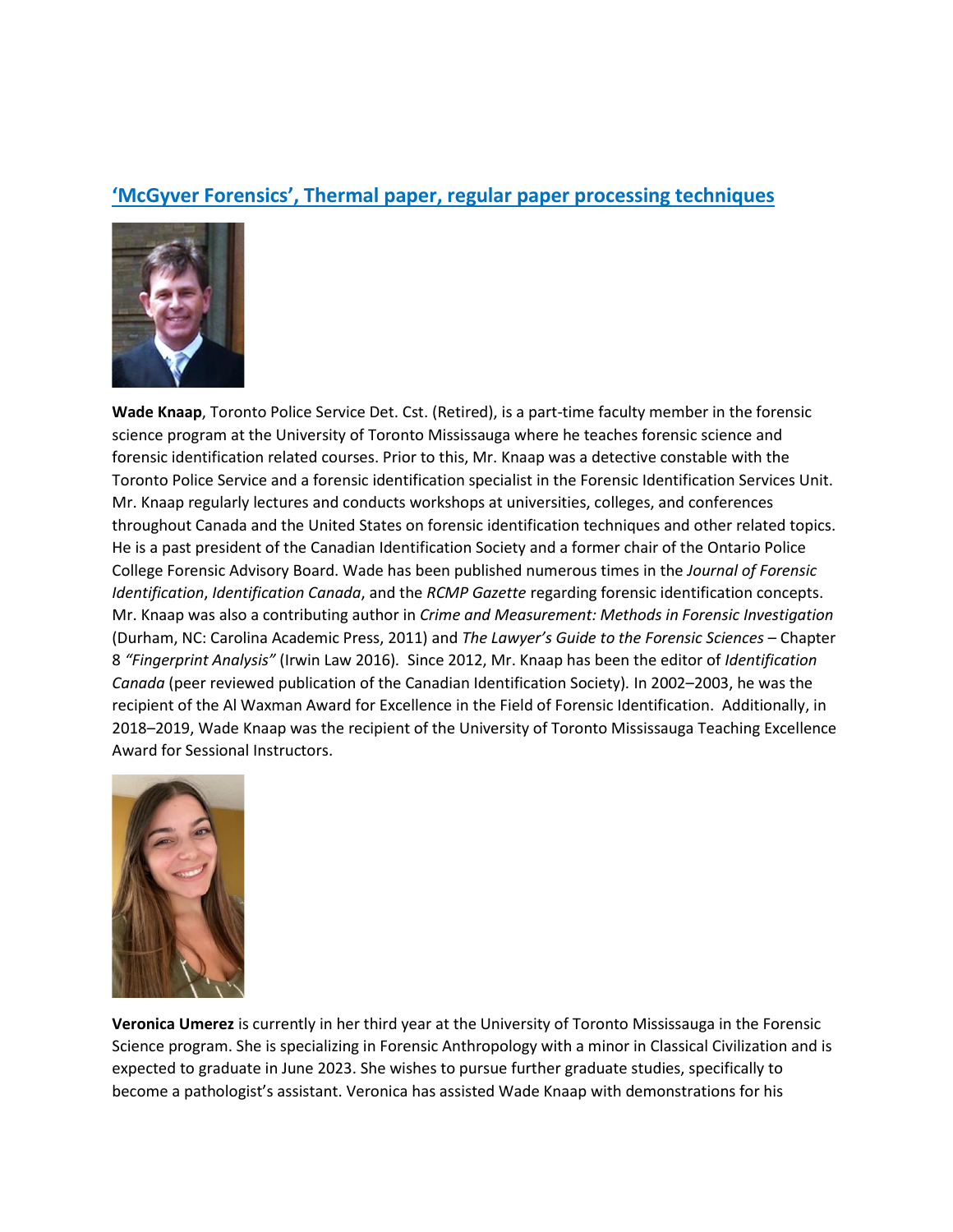## ['McGyver Forensics', Thermal paper, regular paper processing techniques]()

**Wade Knaap**, Toronto Police Service Det. Cst. (Retired), is a part-time faculty member in the forensic science program at the University of Toronto Mississauga where he teaches forensic science and forensic identification related courses. Prior to this, Mr. Knaap was a detective constable with the Toronto Police Service and a forensic identification specialist in the Forensic Identification Services Unit. Mr. Knaap regularly lectures and conducts workshops at universities, colleges, and conferences throughout Canada and the United States on forensic identification techniques and other related topics. He is a past president of the Canadian Identification Society and a former chair of the Ontario Police College Forensic Advisory Board. Wade has been published numerous times in the *Journal of Forensic Identification*, *Identification Canada*, and the *RCMP Gazette* regarding forensic identification concepts. Mr. Knaap was also a contributing author in *Crime and Measurement: Methods in Forensic Investigation* (Durham, NC: Carolina Academic Press, 2011) and *The Lawyer's Guide to the Forensic Sciences* – Chapter 8 *"Fingerprint Analysis"* (Irwin Law 2016). Since 2012, Mr. Knaap has been the editor of *Identification Canada* (peer reviewed publication of the Canadian Identification Society). In 2002–2003, he was the recipient of the Al Waxman Award for Excellence in the Field of Forensic Identification. Additionally, in 2018–2019, Wade Knaap was the recipient of the University of Toronto Mississauga Teaching Excellence Award for Sessional Instructors.

**Veronica Umerez** is currently in her third year at the University of Toronto Mississauga in the Forensic Science program. She is specializing in Forensic Anthropology with a minor in Classical Civilization and is expected to graduate in June 2023. She wishes to pursue further graduate studies, specifically to become a pathologist's assistant. Veronica has assisted Wade Knaap with demonstrations for his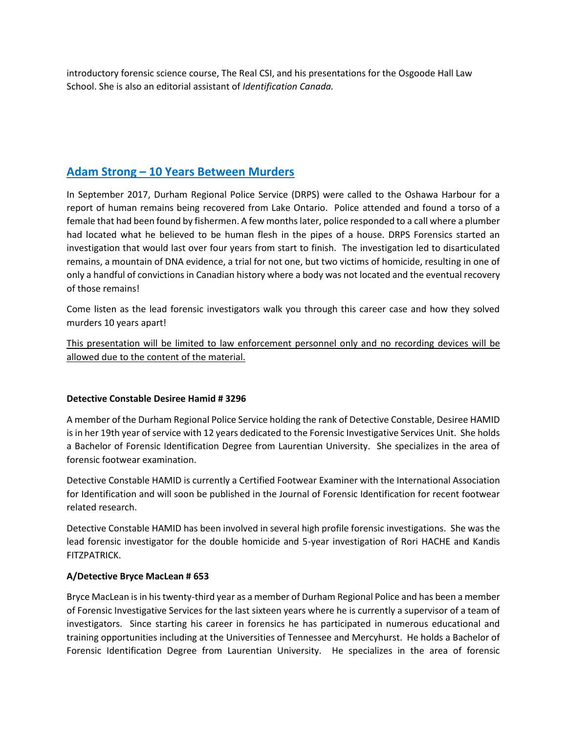introductory forensic science course, The Real CSI, and his presentations for the Osgoode Hall Law School. She is also an editorial assistant of *Identification Canada.*

## Adam Strong – 10 Years Between Murders

In September 2017, Durham Regional Police Service (DRPS) were called to the Oshawa Harbour for a report of human remains being recovered from Lake Ontario. Police attended and found a torso of a female that had been found by fishermen. A few months later, police responded to a call where a plumber had located what he believed to be human flesh in the pipes of a house. DRPS Forensics started an investigation that would last over four years from start to finish. The investigation led to disarticulated remains, a mountain of DNA evidence, a trial for not one, but two victims of homicide, resulting in one of only a handful of convictions in Canadian history where a body was not located and the eventual recovery of those remains!

Come listen as the lead forensic investigators walk you through this career case and how they solved murders 10 years apart!

<u>This presentation will be limited to law enforcement personnel only and no recording devices will be allowed due to the content of the material.</u>

**Detective Constable Desiree Hamid # 3296**

A member of the Durham Regional Police Service holding the rank of Detective Constable, Desiree HAMID is in her 19th year of service with 12 years dedicated to the Forensic Investigative Services Unit. She holds a Bachelor of Forensic Identification Degree from Laurentian University. She specializes in the area of forensic footwear examination.

Detective Constable HAMID is currently a Certified Footwear Examiner with the International Association for Identification and will soon be published in the Journal of Forensic Identification for recent footwear related research.

Detective Constable HAMID has been involved in several high profile forensic investigations. She was the lead forensic investigator for the double homicide and 5-year investigation of Rori HACHE and Kandis FITZPATRICK.

**A/Detective Bryce MacLean # 653**

Bryce MacLean is in his twenty-third year as a member of Durham Regional Police and has been a member of Forensic Investigative Services for the last sixteen years where he is currently a supervisor of a team of investigators. Since starting his career in forensics he has participated in numerous educational and training opportunities including at the Universities of Tennessee and Mercyhurst. He holds a Bachelor of Forensic Identification Degree from Laurentian University. He specializes in the area of forensic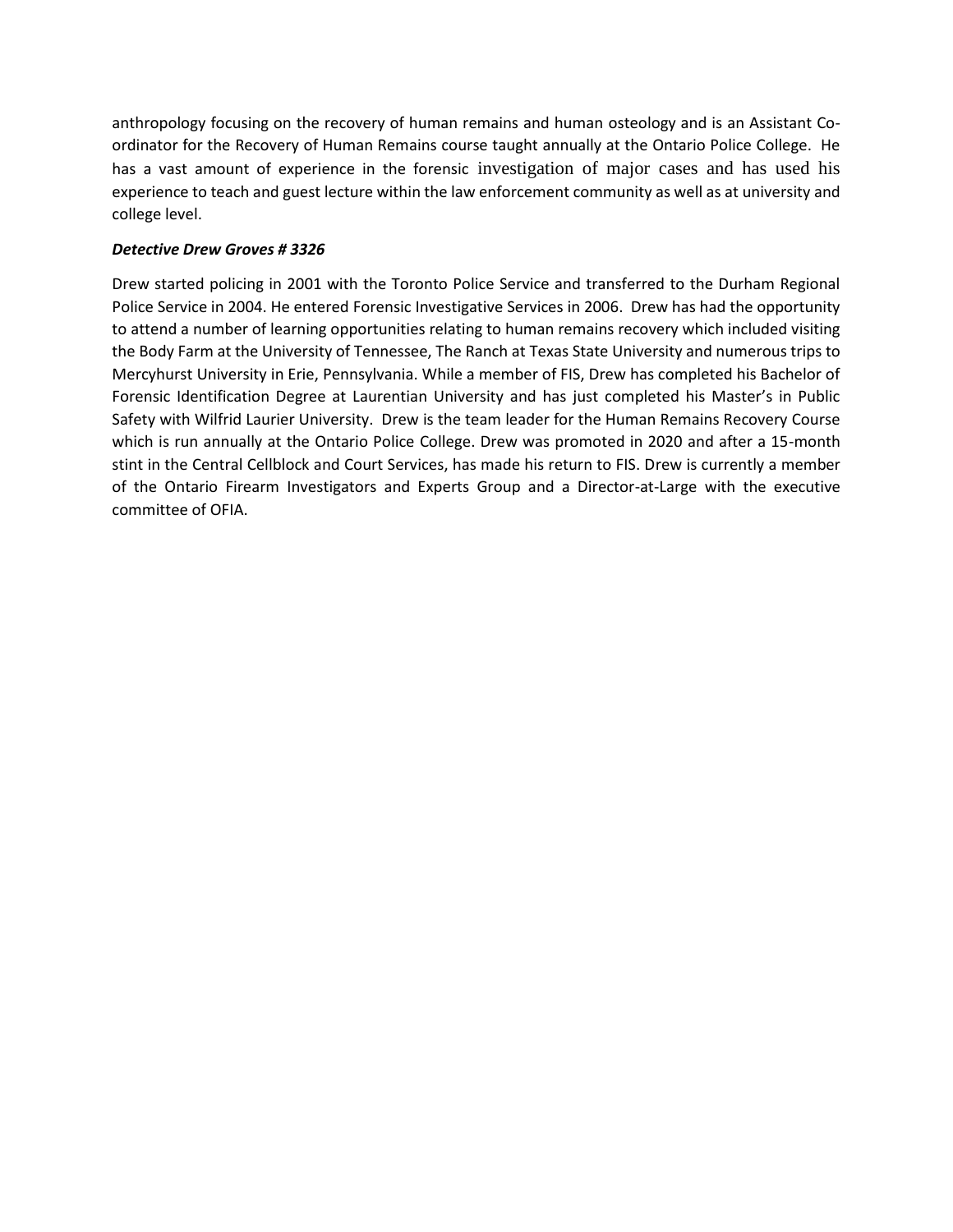anthropology focusing on the recovery of human remains and human osteology and is an Assistant Co-ordinator for the Recovery of Human Remains course taught annually at the Ontario Police College. He has a vast amount of experience in the forensic investigation of major cases and has used his experience to teach and guest lecture within the law enforcement community as well as at university and college level.

***Detective Drew Groves # 3326***

Drew started policing in 2001 with the Toronto Police Service and transferred to the Durham Regional Police Service in 2004. He entered Forensic Investigative Services in 2006. Drew has had the opportunity to attend a number of learning opportunities relating to human remains recovery which included visiting the Body Farm at the University of Tennessee, The Ranch at Texas State University and numerous trips to Mercyhurst University in Erie, Pennsylvania. While a member of FIS, Drew has completed his Bachelor of Forensic Identification Degree at Laurentian University and has just completed his Master's in Public Safety with Wilfrid Laurier University. Drew is the team leader for the Human Remains Recovery Course which is run annually at the Ontario Police College. Drew was promoted in 2020 and after a 15-month stint in the Central Cellblock and Court Services, has made his return to FIS. Drew is currently a member of the Ontario Firearm Investigators and Experts Group and a Director-at-Large with the executive committee of OFIA.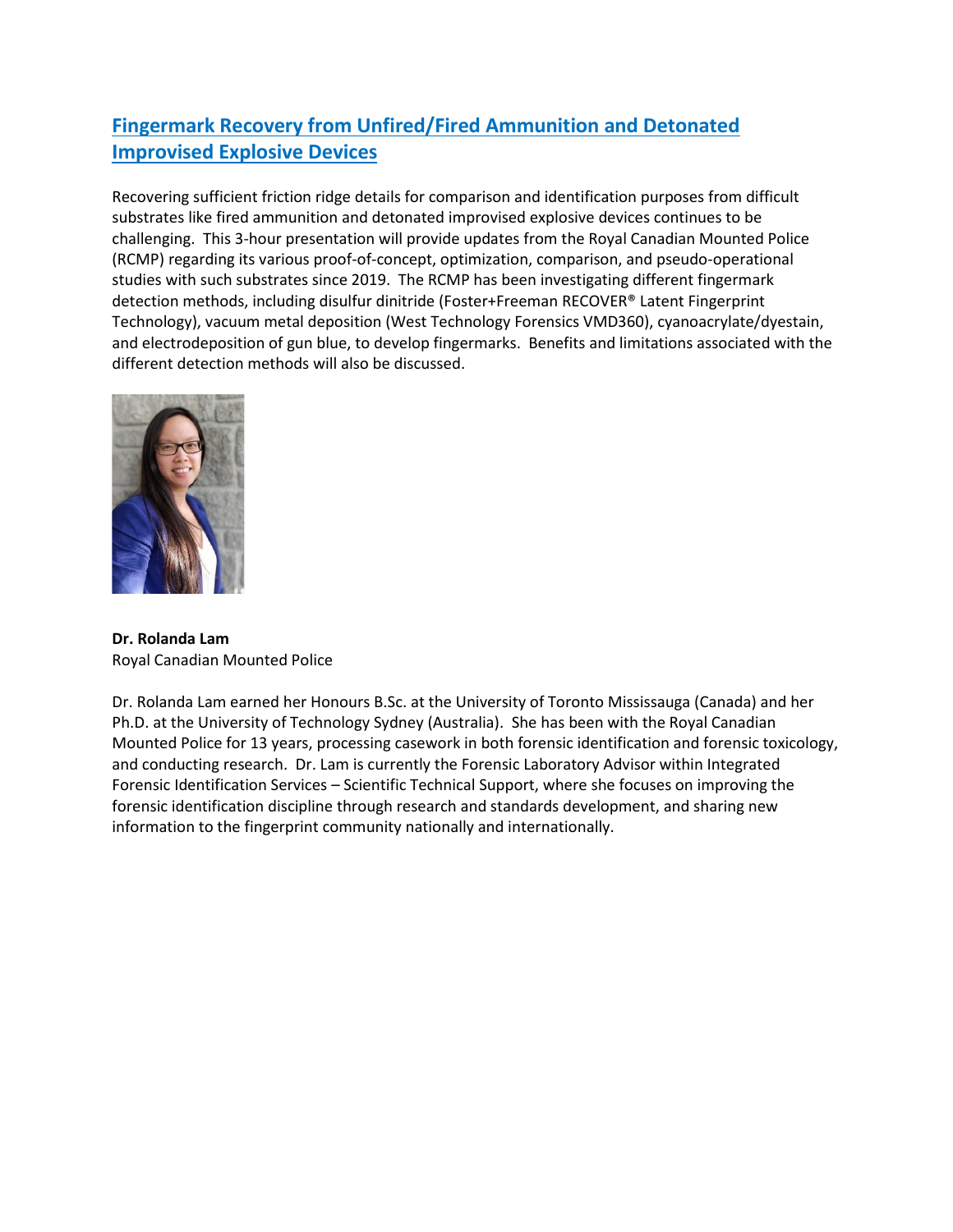## Fingermark Recovery from Unfired/Fired Ammunition and Detonated Improvised Explosive Devices

Recovering sufficient friction ridge details for comparison and identification purposes from difficult substrates like fired ammunition and detonated improvised explosive devices continues to be challenging. This 3-hour presentation will provide updates from the Royal Canadian Mounted Police (RCMP) regarding its various proof-of-concept, optimization, comparison, and pseudo-operational studies with such substrates since 2019. The RCMP has been investigating different fingermark detection methods, including disulfur dinitride (Foster+Freeman RECOVER® Latent Fingerprint Technology), vacuum metal deposition (West Technology Forensics VMD360), cyanoacrylate/dyestain, and electrodeposition of gun blue, to develop fingermarks. Benefits and limitations associated with the different detection methods will also be discussed.

**Dr. Rolanda Lam**
Royal Canadian Mounted Police

Dr. Rolanda Lam earned her Honours B.Sc. at the University of Toronto Mississauga (Canada) and her Ph.D. at the University of Technology Sydney (Australia). She has been with the Royal Canadian Mounted Police for 13 years, processing casework in both forensic identification and forensic toxicology, and conducting research. Dr. Lam is currently the Forensic Laboratory Advisor within Integrated Forensic Identification Services – Scientific Technical Support, where she focuses on improving the forensic identification discipline through research and standards development, and sharing new information to the fingerprint community nationally and internationally.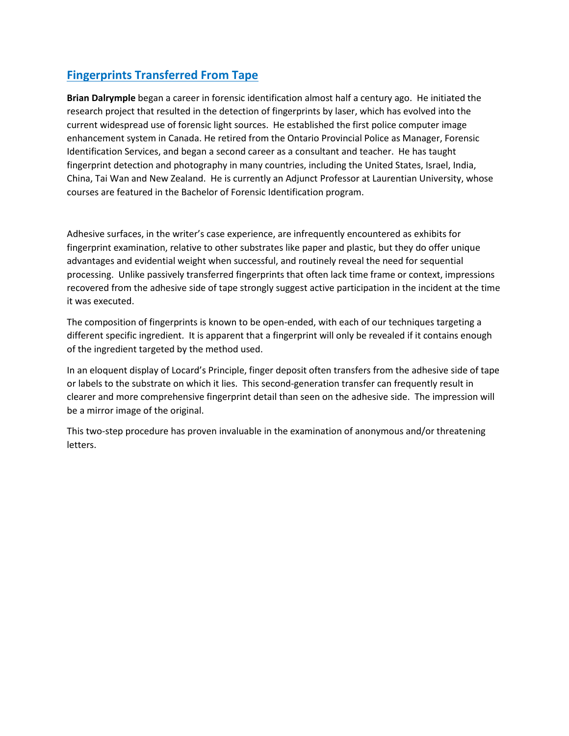## Fingerprints Transferred From Tape

**Brian Dalrymple** began a career in forensic identification almost half a century ago. He initiated the research project that resulted in the detection of fingerprints by laser, which has evolved into the current widespread use of forensic light sources. He established the first police computer image enhancement system in Canada. He retired from the Ontario Provincial Police as Manager, Forensic Identification Services, and began a second career as a consultant and teacher. He has taught fingerprint detection and photography in many countries, including the United States, Israel, India, China, Tai Wan and New Zealand. He is currently an Adjunct Professor at Laurentian University, whose courses are featured in the Bachelor of Forensic Identification program.

Adhesive surfaces, in the writer's case experience, are infrequently encountered as exhibits for fingerprint examination, relative to other substrates like paper and plastic, but they do offer unique advantages and evidential weight when successful, and routinely reveal the need for sequential processing. Unlike passively transferred fingerprints that often lack time frame or context, impressions recovered from the adhesive side of tape strongly suggest active participation in the incident at the time it was executed.

The composition of fingerprints is known to be open-ended, with each of our techniques targeting a different specific ingredient. It is apparent that a fingerprint will only be revealed if it contains enough of the ingredient targeted by the method used.

In an eloquent display of Locard's Principle, finger deposit often transfers from the adhesive side of tape or labels to the substrate on which it lies. This second-generation transfer can frequently result in clearer and more comprehensive fingerprint detail than seen on the adhesive side. The impression will be a mirror image of the original.

This two-step procedure has proven invaluable in the examination of anonymous and/or threatening letters.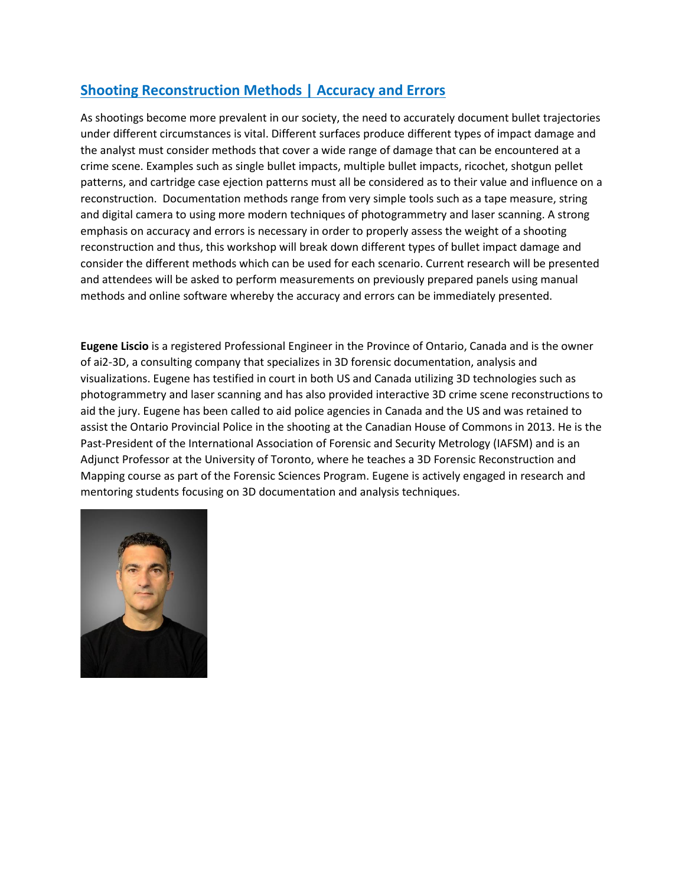## Shooting Reconstruction Methods | Accuracy and Errors

As shootings become more prevalent in our society, the need to accurately document bullet trajectories under different circumstances is vital. Different surfaces produce different types of impact damage and the analyst must consider methods that cover a wide range of damage that can be encountered at a crime scene. Examples such as single bullet impacts, multiple bullet impacts, ricochet, shotgun pellet patterns, and cartridge case ejection patterns must all be considered as to their value and influence on a reconstruction. Documentation methods range from very simple tools such as a tape measure, string and digital camera to using more modern techniques of photogrammetry and laser scanning. A strong emphasis on accuracy and errors is necessary in order to properly assess the weight of a shooting reconstruction and thus, this workshop will break down different types of bullet impact damage and consider the different methods which can be used for each scenario. Current research will be presented and attendees will be asked to perform measurements on previously prepared panels using manual methods and online software whereby the accuracy and errors can be immediately presented.

**Eugene Liscio** is a registered Professional Engineer in the Province of Ontario, Canada and is the owner of ai2-3D, a consulting company that specializes in 3D forensic documentation, analysis and visualizations. Eugene has testified in court in both US and Canada utilizing 3D technologies such as photogrammetry and laser scanning and has also provided interactive 3D crime scene reconstructions to aid the jury. Eugene has been called to aid police agencies in Canada and the US and was retained to assist the Ontario Provincial Police in the shooting at the Canadian House of Commons in 2013. He is the Past-President of the International Association of Forensic and Security Metrology (IAFSM) and is an Adjunct Professor at the University of Toronto, where he teaches a 3D Forensic Reconstruction and Mapping course as part of the Forensic Sciences Program. Eugene is actively engaged in research and mentoring students focusing on 3D documentation and analysis techniques.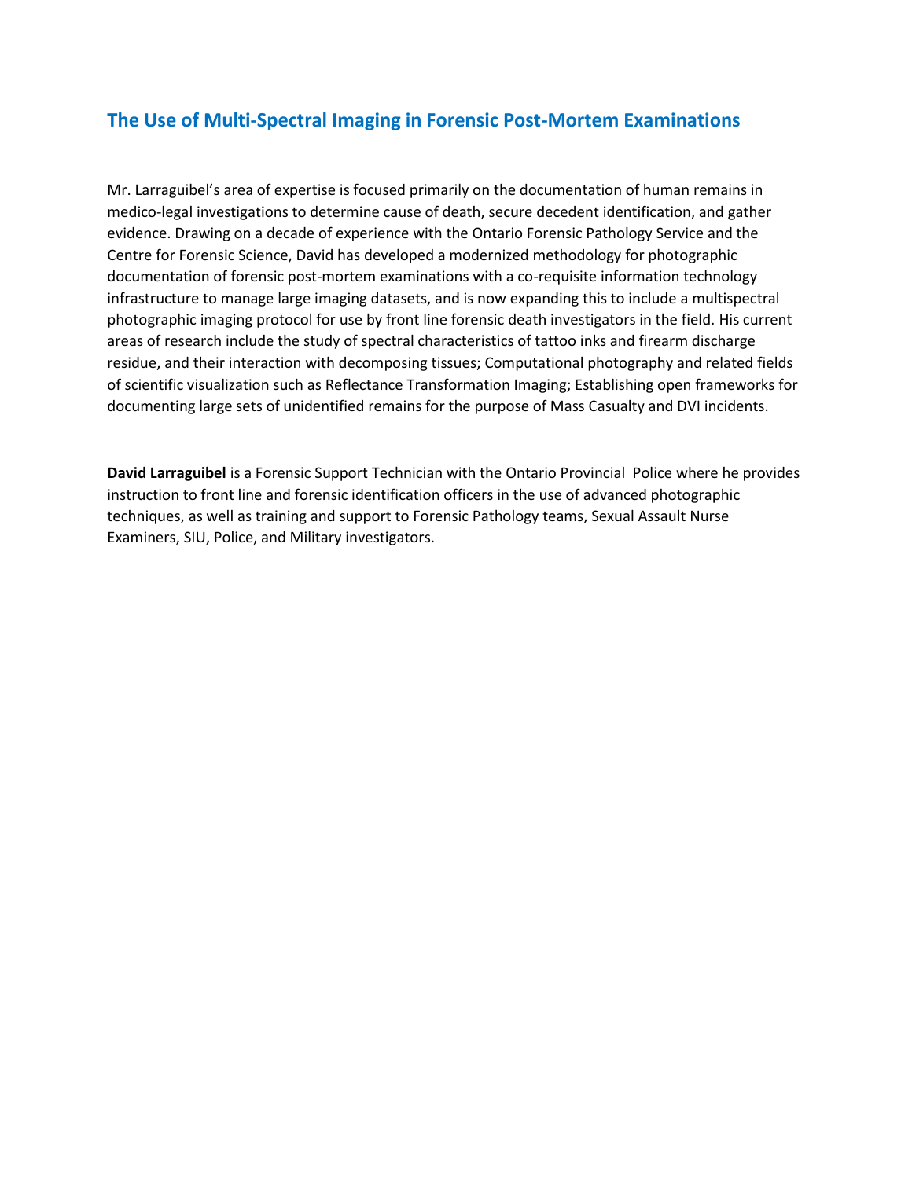## The Use of Multi-Spectral Imaging in Forensic Post-Mortem Examinations

Mr. Larraguibel's area of expertise is focused primarily on the documentation of human remains in medico-legal investigations to determine cause of death, secure decedent identification, and gather evidence. Drawing on a decade of experience with the Ontario Forensic Pathology Service and the Centre for Forensic Science, David has developed a modernized methodology for photographic documentation of forensic post-mortem examinations with a co-requisite information technology infrastructure to manage large imaging datasets, and is now expanding this to include a multispectral photographic imaging protocol for use by front line forensic death investigators in the field. His current areas of research include the study of spectral characteristics of tattoo inks and firearm discharge residue, and their interaction with decomposing tissues; Computational photography and related fields of scientific visualization such as Reflectance Transformation Imaging; Establishing open frameworks for documenting large sets of unidentified remains for the purpose of Mass Casualty and DVI incidents.

**David Larraguibel** is a Forensic Support Technician with the Ontario Provincial Police where he provides instruction to front line and forensic identification officers in the use of advanced photographic techniques, as well as training and support to Forensic Pathology teams, Sexual Assault Nurse Examiners, SIU, Police, and Military investigators.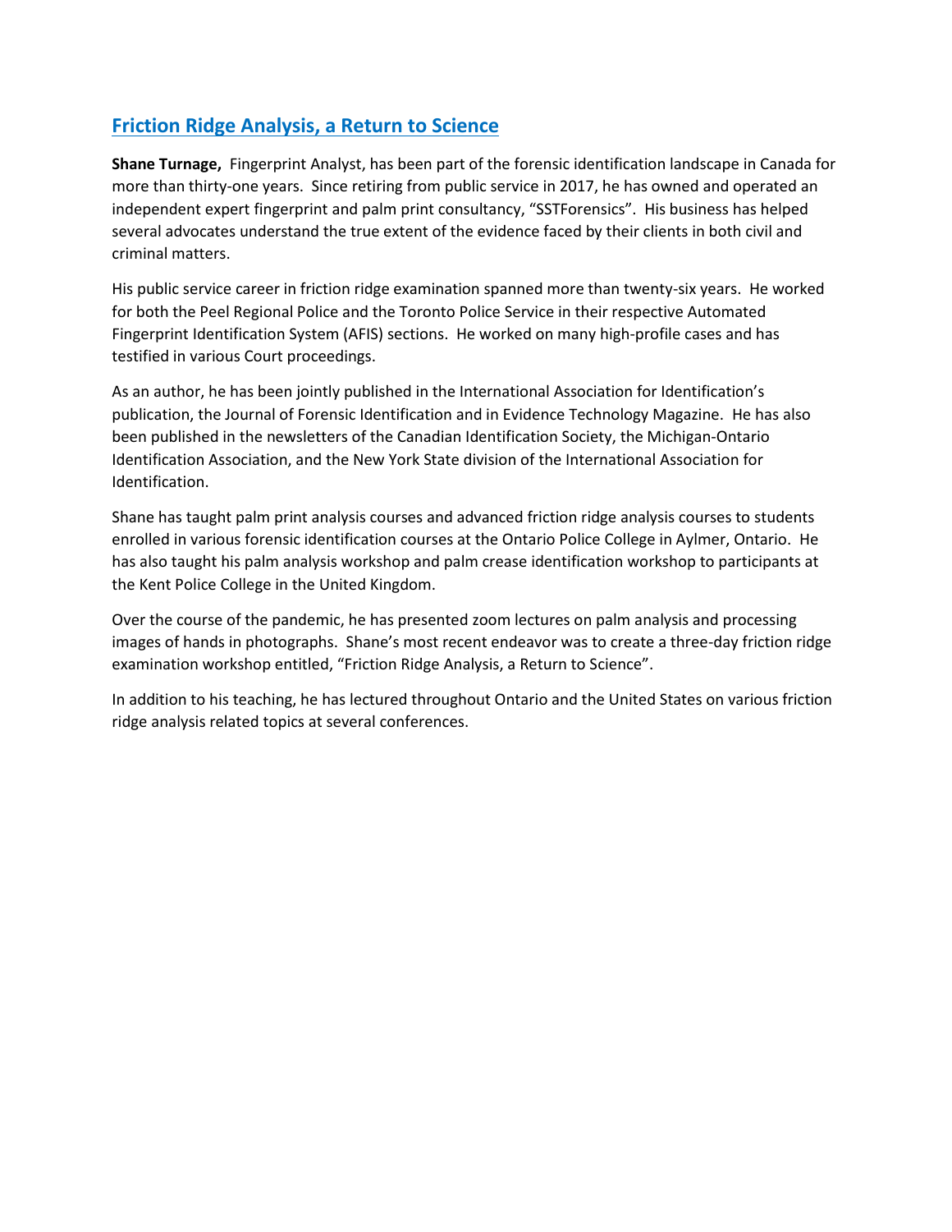## Friction Ridge Analysis, a Return to Science

**Shane Turnage,** Fingerprint Analyst, has been part of the forensic identification landscape in Canada for more than thirty-one years. Since retiring from public service in 2017, he has owned and operated an independent expert fingerprint and palm print consultancy, "SSTForensics". His business has helped several advocates understand the true extent of the evidence faced by their clients in both civil and criminal matters.

His public service career in friction ridge examination spanned more than twenty-six years. He worked for both the Peel Regional Police and the Toronto Police Service in their respective Automated Fingerprint Identification System (AFIS) sections. He worked on many high-profile cases and has testified in various Court proceedings.

As an author, he has been jointly published in the International Association for Identification's publication, the Journal of Forensic Identification and in Evidence Technology Magazine. He has also been published in the newsletters of the Canadian Identification Society, the Michigan-Ontario Identification Association, and the New York State division of the International Association for Identification.

Shane has taught palm print analysis courses and advanced friction ridge analysis courses to students enrolled in various forensic identification courses at the Ontario Police College in Aylmer, Ontario. He has also taught his palm analysis workshop and palm crease identification workshop to participants at the Kent Police College in the United Kingdom.

Over the course of the pandemic, he has presented zoom lectures on palm analysis and processing images of hands in photographs. Shane's most recent endeavor was to create a three-day friction ridge examination workshop entitled, "Friction Ridge Analysis, a Return to Science".

In addition to his teaching, he has lectured throughout Ontario and the United States on various friction ridge analysis related topics at several conferences.